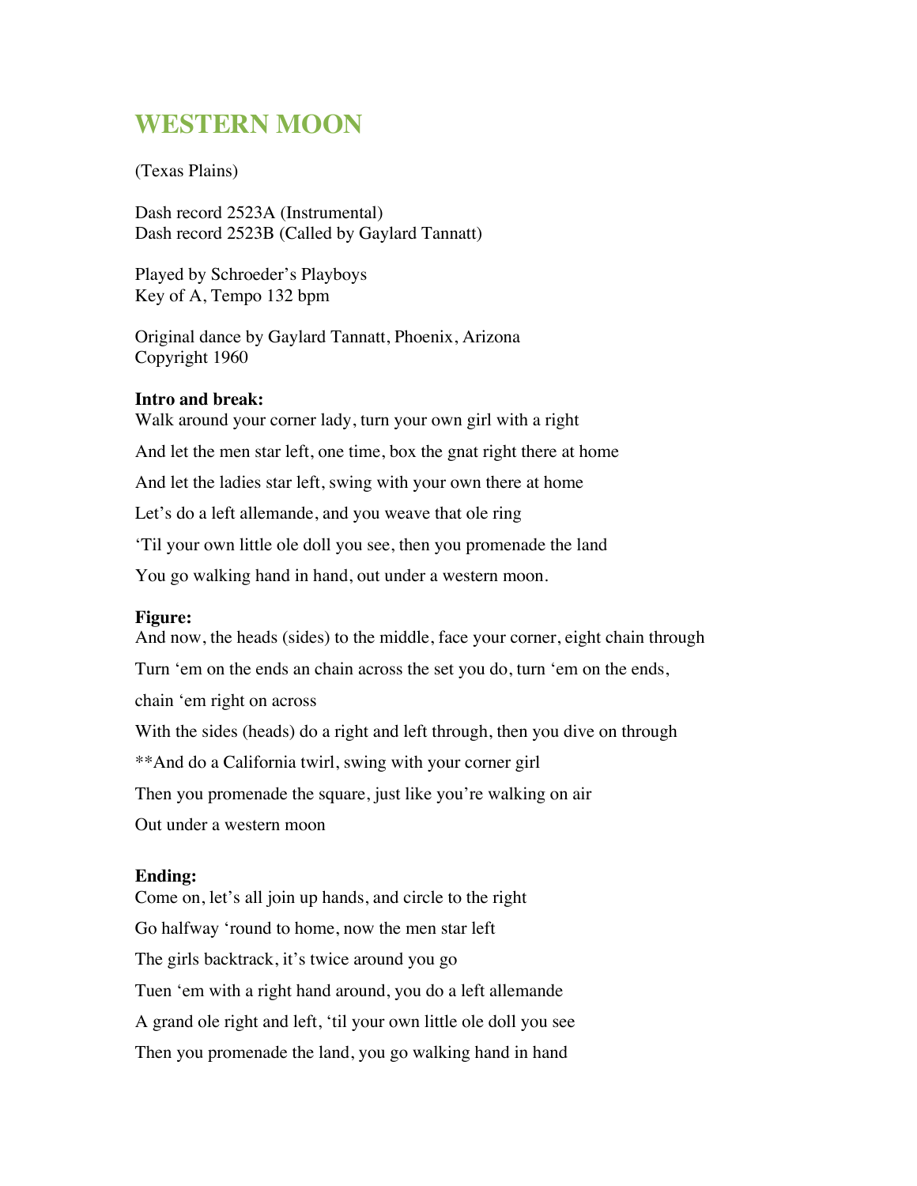# WESTERN MOON

(Texas Plains)

Dash record 2523A (Instrumental)
Dash record 2523B (Called by Gaylard Tannatt)

Played by Schroeder's Playboys
Key of A, Tempo 132 bpm

Original dance by Gaylard Tannatt, Phoenix, Arizona
Copyright 1960

**Intro and break:**

Walk around your corner lady, turn your own girl with a right

And let the men star left, one time, box the gnat right there at home

And let the ladies star left, swing with your own there at home

Let's do a left allemande, and you weave that ole ring

'Til your own little ole doll you see, then you promenade the land

You go walking hand in hand, out under a western moon.

**Figure:**

And now, the heads (sides) to the middle, face your corner, eight chain through

Turn 'em on the ends an chain across the set you do, turn 'em on the ends,

chain 'em right on across

With the sides (heads) do a right and left through, then you dive on through

**And do a California twirl, swing with your corner girl

Then you promenade the square, just like you're walking on air

Out under a western moon

**Ending:**

Come on, let's all join up hands, and circle to the right

Go halfway 'round to home, now the men star left

The girls backtrack, it's twice around you go

Tuen 'em with a right hand around, you do a left allemande

A grand ole right and left, 'til your own little ole doll you see

Then you promenade the land, you go walking hand in hand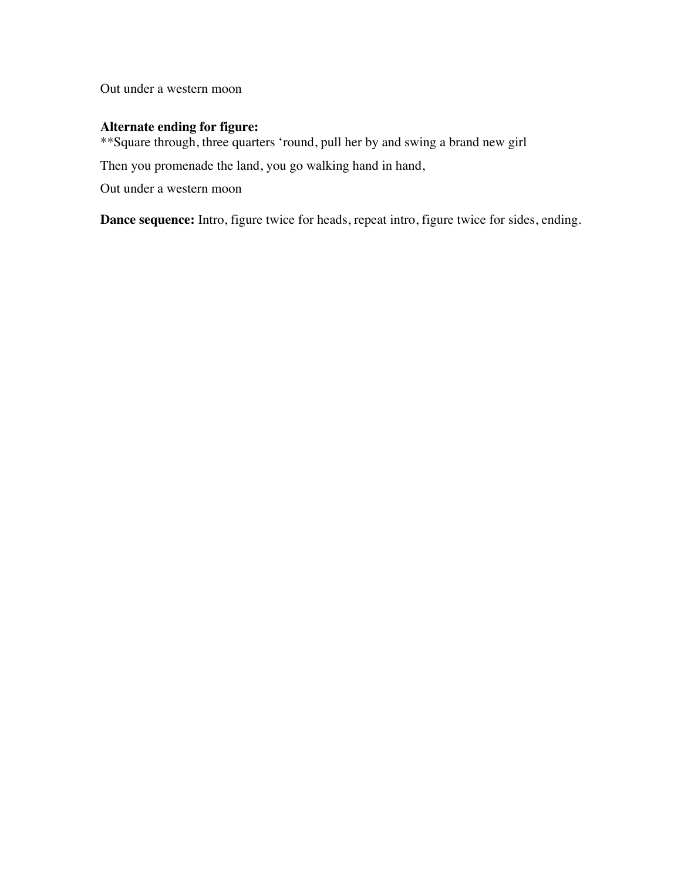Out under a western moon

**Alternate ending for figure:**
**Square through, three quarters 'round, pull her by and swing a brand new girl

Then you promenade the land, you go walking hand in hand,

Out under a western moon

**Dance sequence:** Intro, figure twice for heads, repeat intro, figure twice for sides, ending.